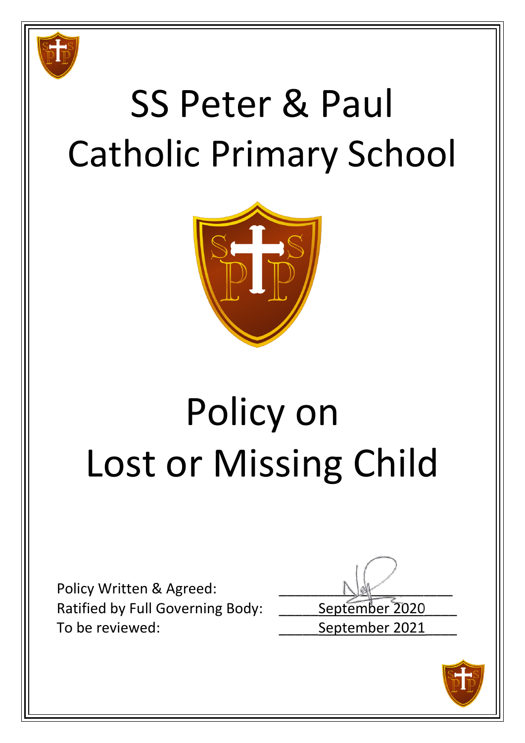# SS Peter & Paul Catholic Primary School

# Policy on Lost or Missing Child

Policy Written & Agreed: ______________________

Ratified by Full Governing Body: September 2020

To be reviewed: September 2021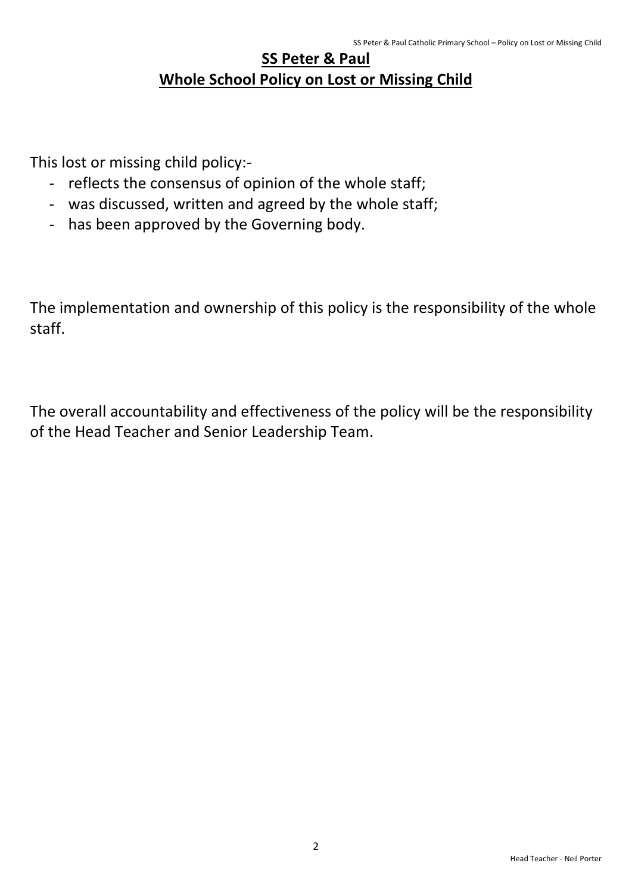# SS Peter & Paul
## Whole School Policy on Lost or Missing Child

This lost or missing child policy:-

- reflects the consensus of opinion of the whole staff;
- was discussed, written and agreed by the whole staff;
- has been approved by the Governing body.

The implementation and ownership of this policy is the responsibility of the whole staff.

The overall accountability and effectiveness of the policy will be the responsibility of the Head Teacher and Senior Leadership Team.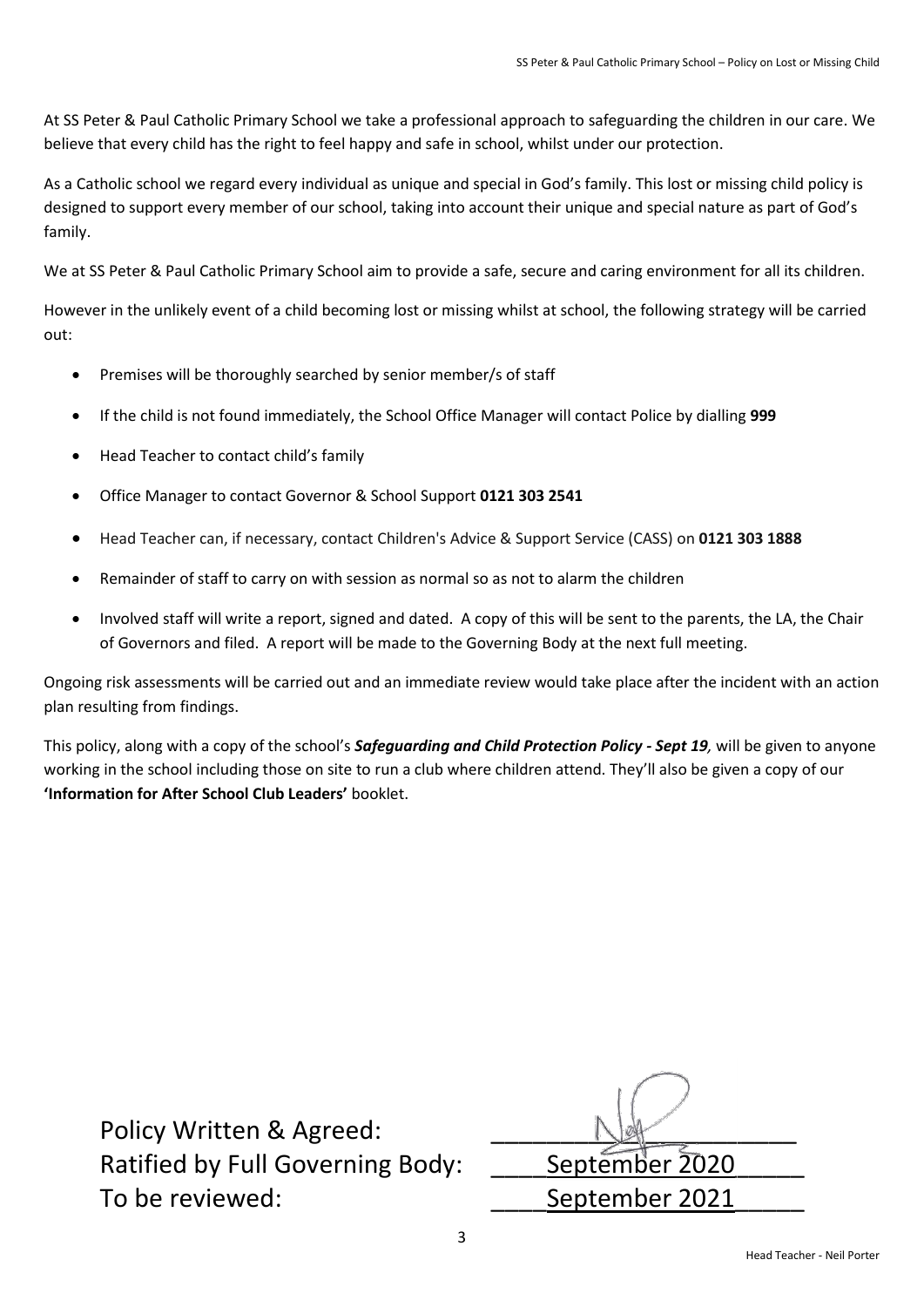At SS Peter & Paul Catholic Primary School we take a professional approach to safeguarding the children in our care. We believe that every child has the right to feel happy and safe in school, whilst under our protection.

As a Catholic school we regard every individual as unique and special in God's family. This lost or missing child policy is designed to support every member of our school, taking into account their unique and special nature as part of God's family.

We at SS Peter & Paul Catholic Primary School aim to provide a safe, secure and caring environment for all its children.

However in the unlikely event of a child becoming lost or missing whilst at school, the following strategy will be carried out:

- Premises will be thoroughly searched by senior member/s of staff
- If the child is not found immediately, the School Office Manager will contact Police by dialling **999**
- Head Teacher to contact child's family
- Office Manager to contact Governor & School Support **0121 303 2541**
- Head Teacher can, if necessary, contact Children's Advice & Support Service (CASS) on **0121 303 1888**
- Remainder of staff to carry on with session as normal so as not to alarm the children
- Involved staff will write a report, signed and dated. A copy of this will be sent to the parents, the LA, the Chair of Governors and filed. A report will be made to the Governing Body at the next full meeting.

Ongoing risk assessments will be carried out and an immediate review would take place after the incident with an action plan resulting from findings.

This policy, along with a copy of the school's ***Safeguarding and Child Protection Policy - Sept 19,*** will be given to anyone working in the school including those on site to run a club where children attend. They'll also be given a copy of our **'Information for After School Club Leaders'** booklet.

Policy Written & Agreed: ____________________

Ratified by Full Governing Body: September 2020

To be reviewed: September 2021

Head Teacher - Neil Porter